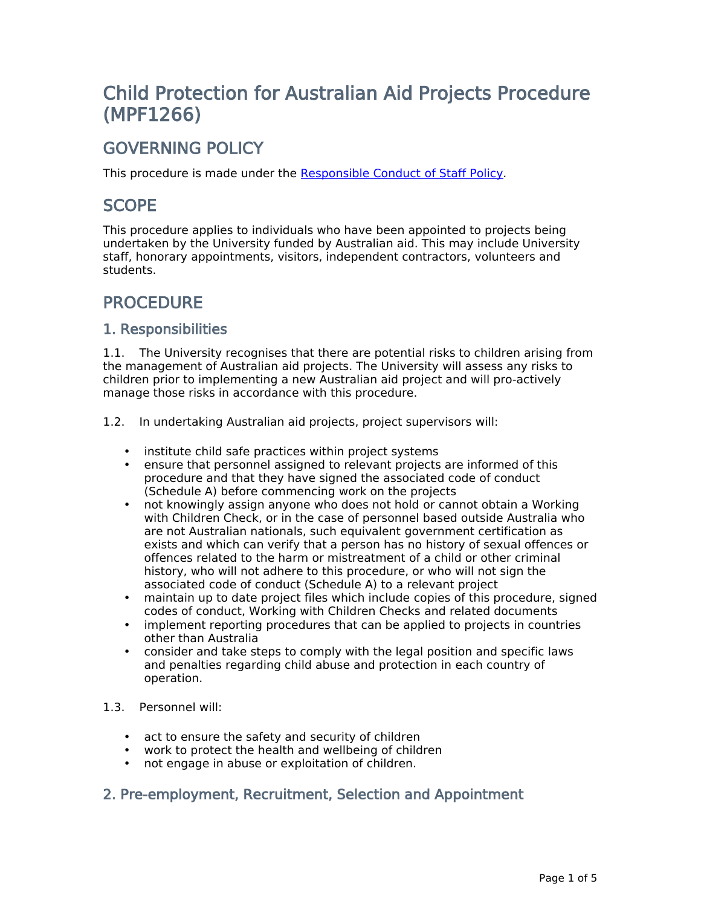# Child Protection for Australian Aid Projects Procedure (MPF1266)

## GOVERNING POLICY

This procedure is made under the [Responsible Conduct of Staff Policy](#).

## SCOPE

This procedure applies to individuals who have been appointed to projects being undertaken by the University funded by Australian aid. This may include University staff, honorary appointments, visitors, independent contractors, volunteers and students.

## PROCEDURE

### 1. Responsibilities

1.1. The University recognises that there are potential risks to children arising from the management of Australian aid projects. The University will assess any risks to children prior to implementing a new Australian aid project and will pro-actively manage those risks in accordance with this procedure.

1.2. In undertaking Australian aid projects, project supervisors will:

- institute child safe practices within project systems
- ensure that personnel assigned to relevant projects are informed of this procedure and that they have signed the associated code of conduct (Schedule A) before commencing work on the projects
- not knowingly assign anyone who does not hold or cannot obtain a Working with Children Check, or in the case of personnel based outside Australia who are not Australian nationals, such equivalent government certification as exists and which can verify that a person has no history of sexual offences or offences related to the harm or mistreatment of a child or other criminal history, who will not adhere to this procedure, or who will not sign the associated code of conduct (Schedule A) to a relevant project
- maintain up to date project files which include copies of this procedure, signed codes of conduct, Working with Children Checks and related documents
- implement reporting procedures that can be applied to projects in countries other than Australia
- consider and take steps to comply with the legal position and specific laws and penalties regarding child abuse and protection in each country of operation.

1.3. Personnel will:

- act to ensure the safety and security of children
- work to protect the health and wellbeing of children
- not engage in abuse or exploitation of children.

### 2. Pre-employment, Recruitment, Selection and Appointment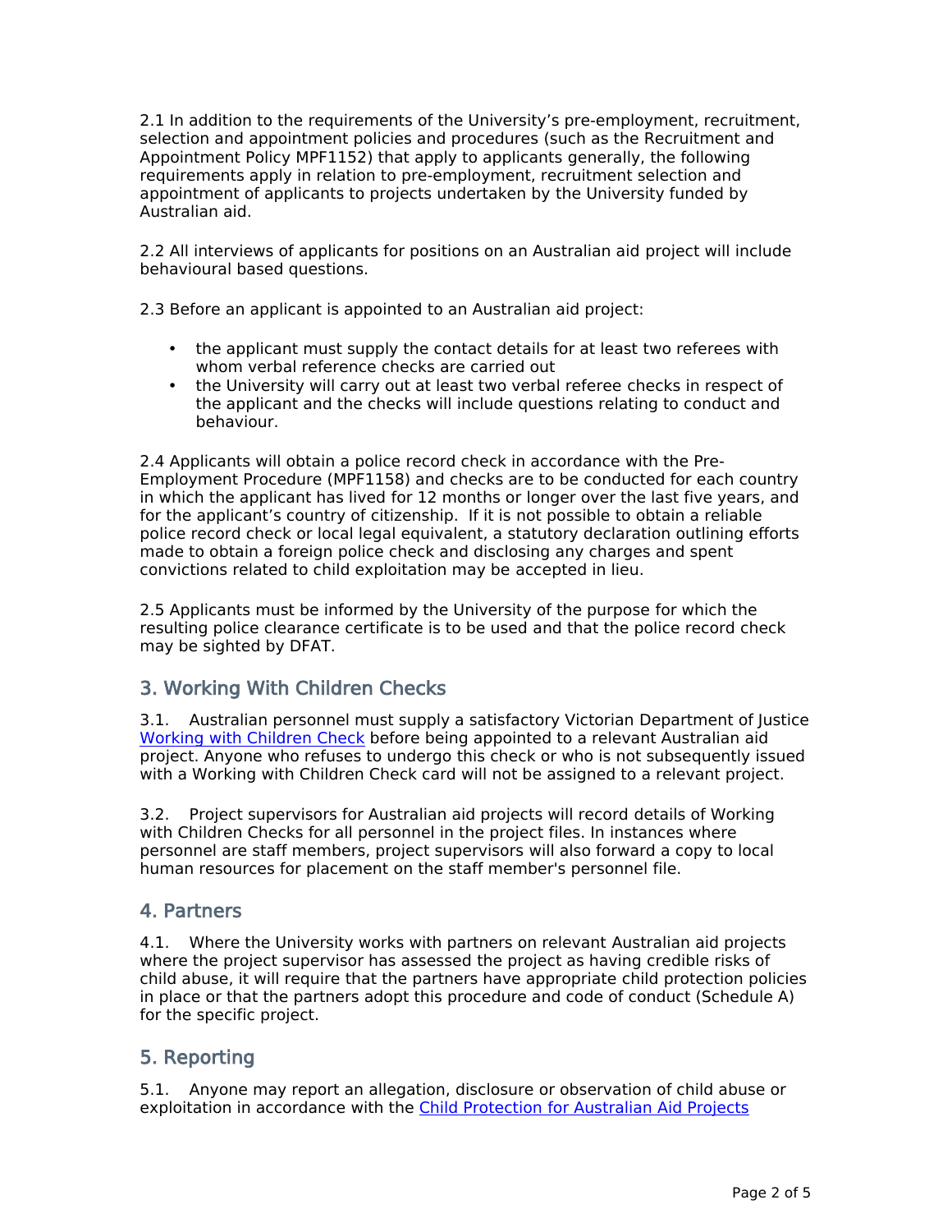2.1 In addition to the requirements of the University's pre-employment, recruitment, selection and appointment policies and procedures (such as the Recruitment and Appointment Policy MPF1152) that apply to applicants generally, the following requirements apply in relation to pre-employment, recruitment selection and appointment of applicants to projects undertaken by the University funded by Australian aid.

2.2 All interviews of applicants for positions on an Australian aid project will include behavioural based questions.

2.3 Before an applicant is appointed to an Australian aid project:

- the applicant must supply the contact details for at least two referees with whom verbal reference checks are carried out
- the University will carry out at least two verbal referee checks in respect of the applicant and the checks will include questions relating to conduct and behaviour.

2.4 Applicants will obtain a police record check in accordance with the Pre-Employment Procedure (MPF1158) and checks are to be conducted for each country in which the applicant has lived for 12 months or longer over the last five years, and for the applicant's country of citizenship. If it is not possible to obtain a reliable police record check or local legal equivalent, a statutory declaration outlining efforts made to obtain a foreign police check and disclosing any charges and spent convictions related to child exploitation may be accepted in lieu.

2.5 Applicants must be informed by the University of the purpose for which the resulting police clearance certificate is to be used and that the police record check may be sighted by DFAT.

## 3. Working With Children Checks

3.1. Australian personnel must supply a satisfactory Victorian Department of Justice [Working with Children Check] before being appointed to a relevant Australian aid project. Anyone who refuses to undergo this check or who is not subsequently issued with a Working with Children Check card will not be assigned to a relevant project.

3.2. Project supervisors for Australian aid projects will record details of Working with Children Checks for all personnel in the project files. In instances where personnel are staff members, project supervisors will also forward a copy to local human resources for placement on the staff member's personnel file.

## 4. Partners

4.1. Where the University works with partners on relevant Australian aid projects where the project supervisor has assessed the project as having credible risks of child abuse, it will require that the partners have appropriate child protection policies in place or that the partners adopt this procedure and code of conduct (Schedule A) for the specific project.

## 5. Reporting

5.1. Anyone may report an allegation, disclosure or observation of child abuse or exploitation in accordance with the [Child Protection for Australian Aid Projects]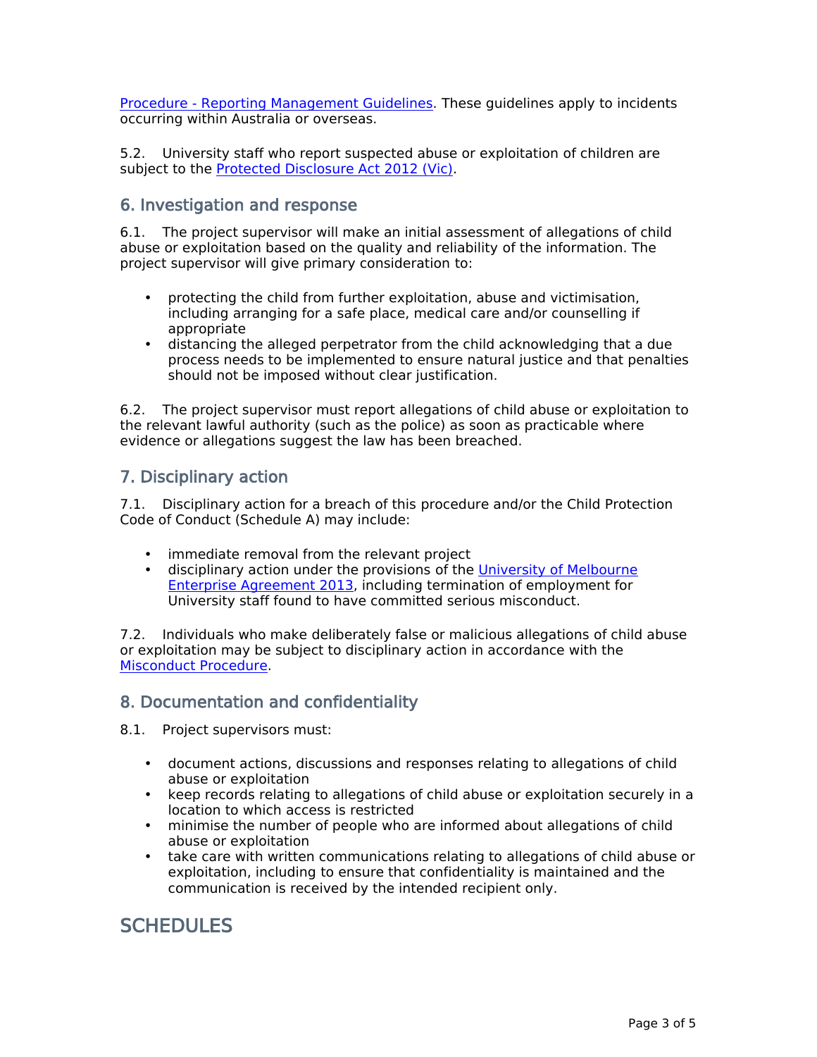Procedure - Reporting Management Guidelines. These guidelines apply to incidents occurring within Australia or overseas.

5.2. University staff who report suspected abuse or exploitation of children are subject to the Protected Disclosure Act 2012 (Vic).

## 6. Investigation and response

6.1. The project supervisor will make an initial assessment of allegations of child abuse or exploitation based on the quality and reliability of the information. The project supervisor will give primary consideration to:

- protecting the child from further exploitation, abuse and victimisation, including arranging for a safe place, medical care and/or counselling if appropriate
- distancing the alleged perpetrator from the child acknowledging that a due process needs to be implemented to ensure natural justice and that penalties should not be imposed without clear justification.

6.2. The project supervisor must report allegations of child abuse or exploitation to the relevant lawful authority (such as the police) as soon as practicable where evidence or allegations suggest the law has been breached.

## 7. Disciplinary action

7.1. Disciplinary action for a breach of this procedure and/or the Child Protection Code of Conduct (Schedule A) may include:

- immediate removal from the relevant project
- disciplinary action under the provisions of the University of Melbourne Enterprise Agreement 2013, including termination of employment for University staff found to have committed serious misconduct.

7.2. Individuals who make deliberately false or malicious allegations of child abuse or exploitation may be subject to disciplinary action in accordance with the Misconduct Procedure.

## 8. Documentation and confidentiality

8.1. Project supervisors must:

- document actions, discussions and responses relating to allegations of child abuse or exploitation
- keep records relating to allegations of child abuse or exploitation securely in a location to which access is restricted
- minimise the number of people who are informed about allegations of child abuse or exploitation
- take care with written communications relating to allegations of child abuse or exploitation, including to ensure that confidentiality is maintained and the communication is received by the intended recipient only.

# SCHEDULES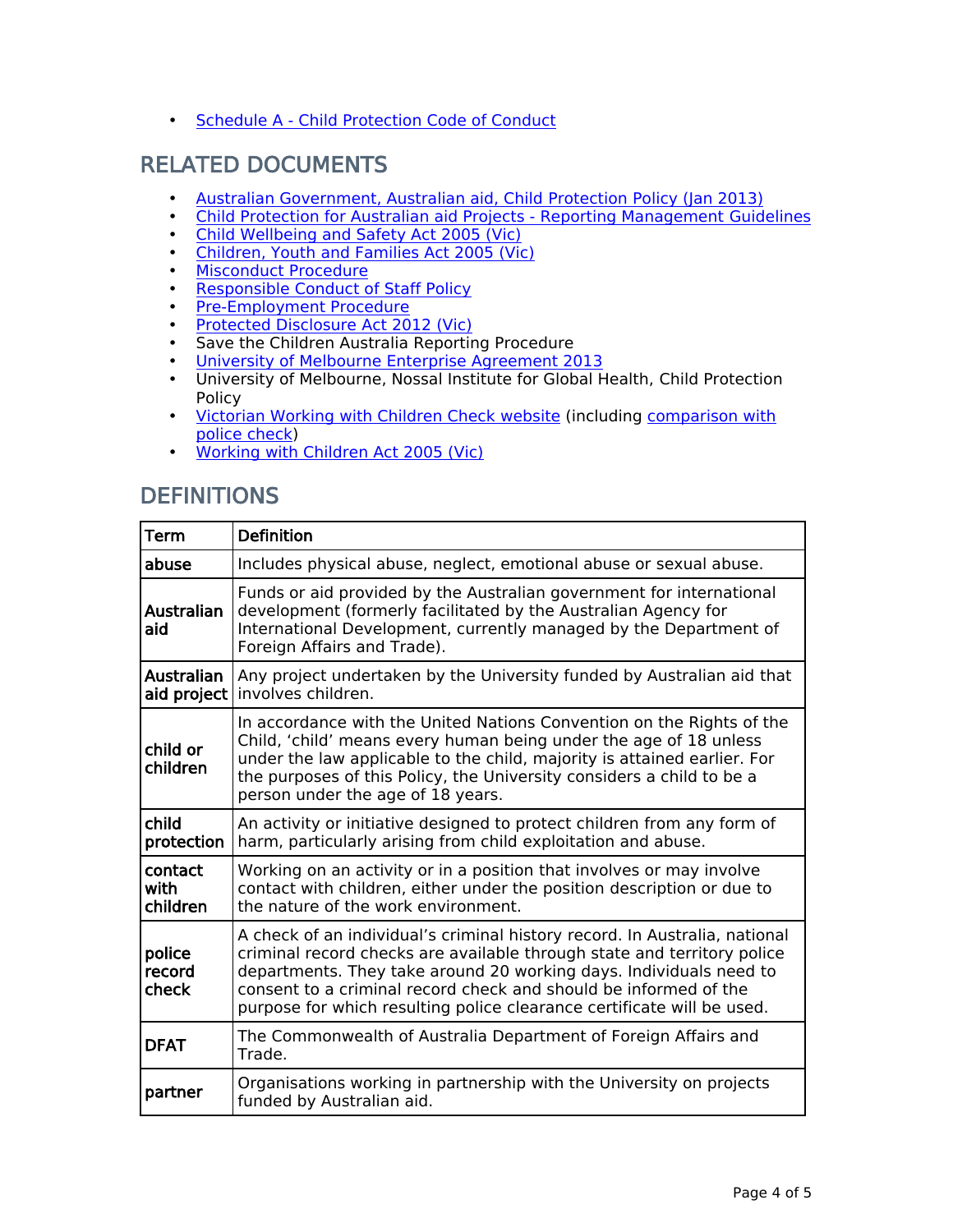- Schedule A - Child Protection Code of Conduct

## RELATED DOCUMENTS

- Australian Government, Australian aid, Child Protection Policy (Jan 2013)
- Child Protection for Australian aid Projects - Reporting Management Guidelines
- Child Wellbeing and Safety Act 2005 (Vic)
- Children, Youth and Families Act 2005 (Vic)
- Misconduct Procedure
- Responsible Conduct of Staff Policy
- Pre-Employment Procedure
- Protected Disclosure Act 2012 (Vic)
- Save the Children Australia Reporting Procedure
- University of Melbourne Enterprise Agreement 2013
- University of Melbourne, Nossal Institute for Global Health, Child Protection Policy
- Victorian Working with Children Check website (including comparison with police check)
- Working with Children Act 2005 (Vic)

## DEFINITIONS

| Term | Definition |
|---|---|
| abuse | Includes physical abuse, neglect, emotional abuse or sexual abuse. |
| Australian aid | Funds or aid provided by the Australian government for international development (formerly facilitated by the Australian Agency for International Development, currently managed by the Department of Foreign Affairs and Trade). |
| Australian aid project | Any project undertaken by the University funded by Australian aid that involves children. |
| child or children | In accordance with the United Nations Convention on the Rights of the Child, 'child' means every human being under the age of 18 unless under the law applicable to the child, majority is attained earlier. For the purposes of this Policy, the University considers a child to be a person under the age of 18 years. |
| child protection | An activity or initiative designed to protect children from any form of harm, particularly arising from child exploitation and abuse. |
| contact with children | Working on an activity or in a position that involves or may involve contact with children, either under the position description or due to the nature of the work environment. |
| police record check | A check of an individual's criminal history record. In Australia, national criminal record checks are available through state and territory police departments. They take around 20 working days. Individuals need to consent to a criminal record check and should be informed of the purpose for which resulting police clearance certificate will be used. |
| DFAT | The Commonwealth of Australia Department of Foreign Affairs and Trade. |
| partner | Organisations working in partnership with the University on projects funded by Australian aid. |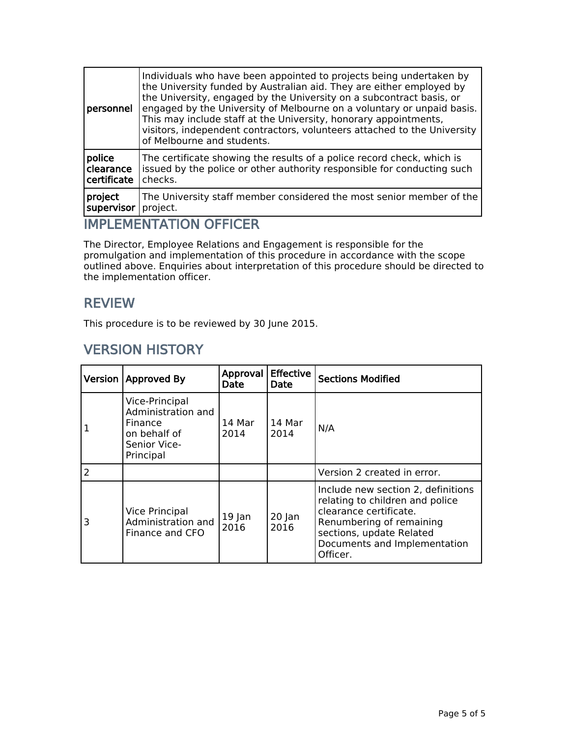| | |
|---|---|
| **personnel** | Individuals who have been appointed to projects being undertaken by the University funded by Australian aid. They are either employed by the University, engaged by the University on a subcontract basis, or engaged by the University of Melbourne on a voluntary or unpaid basis. This may include staff at the University, honorary appointments, visitors, independent contractors, volunteers attached to the University of Melbourne and students. |
| **police clearance certificate** | The certificate showing the results of a police record check, which is issued by the police or other authority responsible for conducting such checks. |
| **project supervisor** | The University staff member considered the most senior member of the project. |

## IMPLEMENTATION OFFICER

The Director, Employee Relations and Engagement is responsible for the promulgation and implementation of this procedure in accordance with the scope outlined above. Enquiries about interpretation of this procedure should be directed to the implementation officer.

## REVIEW

This procedure is to be reviewed by 30 June 2015.

## VERSION HISTORY

| Version | Approved By | Approval Date | Effective Date | Sections Modified |
|---|---|---|---|---|
| 1 | Vice-Principal Administration and Finance on behalf of Senior Vice-Principal | 14 Mar 2014 | 14 Mar 2014 | N/A |
| 2 | | | | Version 2 created in error. |
| 3 | Vice Principal Administration and Finance and CFO | 19 Jan 2016 | 20 Jan 2016 | Include new section 2, definitions relating to children and police clearance certificate. Renumbering of remaining sections, update Related Documents and Implementation Officer. |